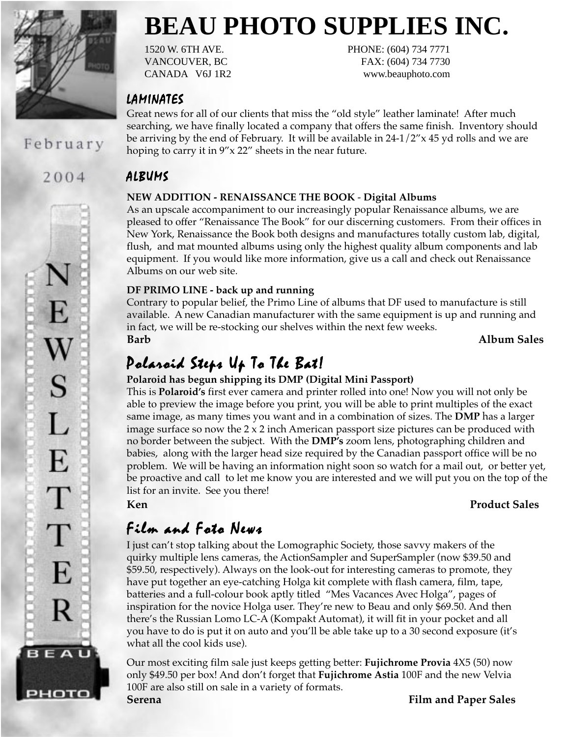# BEAU PHOTO SUPPLIES INC.

1520 W. 6TH AVE.
VANCOUVER, BC
CANADA V6J 1R2

PHONE: (604) 734 7771
FAX: (604) 734 7730
www.beauphoto.com

February 2004

NEWSLETTER

## LAMINATES

Great news for all of our clients that miss the "old style" leather laminate! After much searching, we have finally located a company that offers the same finish. Inventory should be arriving by the end of February. It will be available in 24-1/2"x 45 yd rolls and we are hoping to carry it in 9"x 22" sheets in the near future.

## ALBUMS

**NEW ADDITION - RENAISSANCE THE BOOK - Digital Albums**

As an upscale accompaniment to our increasingly popular Renaissance albums, we are pleased to offer "Renaissance The Book" for our discerning customers. From their offices in New York, Renaissance the Book both designs and manufactures totally custom lab, digital, flush, and mat mounted albums using only the highest quality album components and lab equipment. If you would like more information, give us a call and check out Renaissance Albums on our web site.

**DF PRIMO LINE - back up and running**

Contrary to popular belief, the Primo Line of albums that DF used to manufacture is still available. A new Canadian manufacturer with the same equipment is up and running and in fact, we will be re-stocking our shelves within the next few weeks.

**Barb** **Album Sales**

## Polaroid Steps Up To The Bat!

**Polaroid has begun shipping its DMP (Digital Mini Passport)**

This is **Polaroid's** first ever camera and printer rolled into one! Now you will not only be able to preview the image before you print, you will be able to print multiples of the exact same image, as many times you want and in a combination of sizes. The **DMP** has a larger image surface so now the 2 x 2 inch American passport size pictures can be produced with no border between the subject. With the **DMP's** zoom lens, photographing children and babies, along with the larger head size required by the Canadian passport office will be no problem. We will be having an information night soon so watch for a mail out, or better yet, be proactive and call to let me know you are interested and we will put you on the top of the list for an invite. See you there!

**Ken** **Product Sales**

## Film and Foto News

I just can't stop talking about the Lomographic Society, those savvy makers of the quirky multiple lens cameras, the ActionSampler and SuperSampler (now $39.50 and $59.50, respectively). Always on the look-out for interesting cameras to promote, they have put together an eye-catching Holga kit complete with flash camera, film, tape, batteries and a full-colour book aptly titled "Mes Vacances Avec Holga", pages of inspiration for the novice Holga user. They're new to Beau and only $69.50. And then there's the Russian Lomo LC-A (Kompakt Automat), it will fit in your pocket and all you have to do is put it on auto and you'll be able take up to a 30 second exposure (it's what all the cool kids use).

Our most exciting film sale just keeps getting better: **Fujichrome Provia** 4X5 (50) now only $49.50 per box! And don't forget that **Fujichrome Astia** 100F and the new Velvia 100F are also still on sale in a variety of formats.

**Serena** **Film and Paper Sales**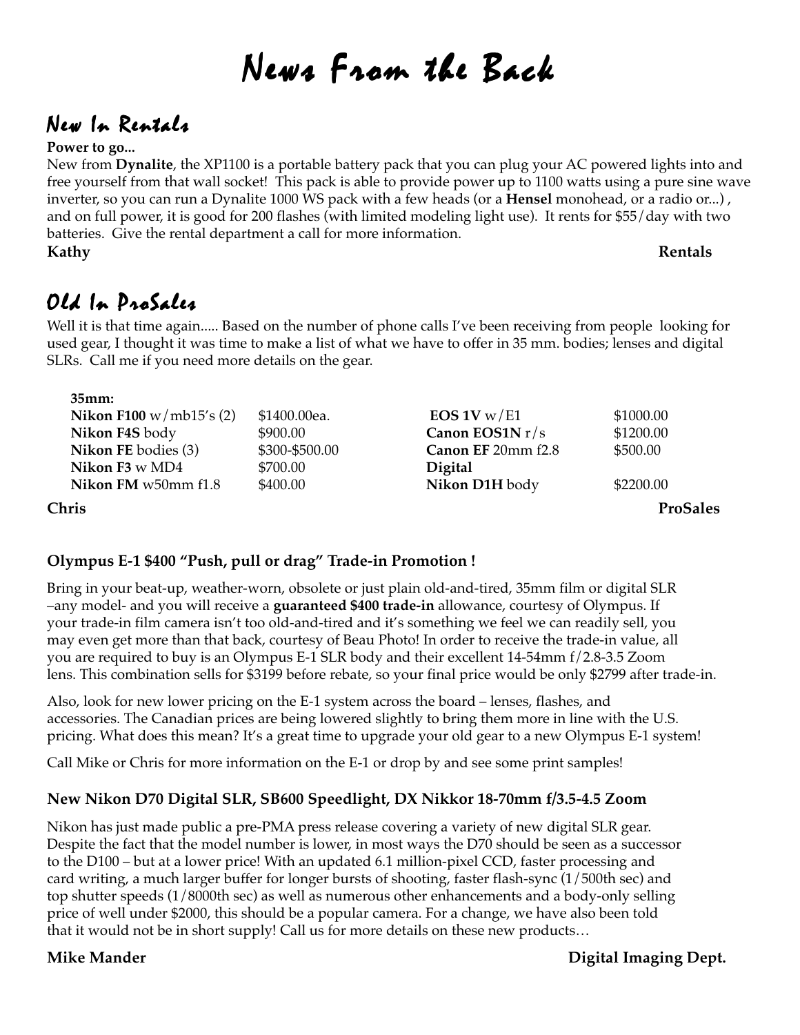# News From the Back

## New In Rentals

**Power to go...**

New from **Dynalite**, the XP1100 is a portable battery pack that you can plug your AC powered lights into and free yourself from that wall socket! This pack is able to provide power up to 1100 watts using a pure sine wave inverter, so you can run a Dynalite 1000 WS pack with a few heads (or a **Hensel** monohead, or a radio or...) , and on full power, it is good for 200 flashes (with limited modeling light use). It rents for $55/day with two batteries. Give the rental department a call for more information.

**Kathy** **Rentals**

## Old In ProSales

Well it is that time again..... Based on the number of phone calls I've been receiving from people looking for used gear, I thought it was time to make a list of what we have to offer in 35 mm. bodies; lenses and digital SLRs. Call me if you need more details on the gear.

| | | | |
|---|---|---|---|
| **35mm:** | | | |
| **Nikon F100** w/mb15's (2) | $1400.00ea. | **EOS 1V** w/E1 | $1000.00 |
| **Nikon F4S** body | $900.00 | **Canon EOS1N** r/s | $1200.00 |
| **Nikon FE** bodies (3) | $300-$500.00 | **Canon EF** 20mm f2.8 | $500.00 |
| **Nikon F3** w MD4 | $700.00 | **Digital** | |
| **Nikon FM** w50mm f1.8 | $400.00 | **Nikon D1H** body | $2200.00 |

**Chris** **ProSales**

### Olympus E-1 $400 "Push, pull or drag" Trade-in Promotion !

Bring in your beat-up, weather-worn, obsolete or just plain old-and-tired, 35mm film or digital SLR –any model- and you will receive a **guaranteed $400 trade-in** allowance, courtesy of Olympus. If your trade-in film camera isn't too old-and-tired and it's something we feel we can readily sell, you may even get more than that back, courtesy of Beau Photo! In order to receive the trade-in value, all you are required to buy is an Olympus E-1 SLR body and their excellent 14-54mm f/2.8-3.5 Zoom lens. This combination sells for $3199 before rebate, so your final price would be only $2799 after trade-in.

Also, look for new lower pricing on the E-1 system across the board – lenses, flashes, and accessories. The Canadian prices are being lowered slightly to bring them more in line with the U.S. pricing. What does this mean? It's a great time to upgrade your old gear to a new Olympus E-1 system!

Call Mike or Chris for more information on the E-1 or drop by and see some print samples!

### New Nikon D70 Digital SLR, SB600 Speedlight, DX Nikkor 18-70mm f/3.5-4.5 Zoom

Nikon has just made public a pre-PMA press release covering a variety of new digital SLR gear. Despite the fact that the model number is lower, in most ways the D70 should be seen as a successor to the D100 – but at a lower price! With an updated 6.1 million-pixel CCD, faster processing and card writing, a much larger buffer for longer bursts of shooting, faster flash-sync (1/500th sec) and top shutter speeds (1/8000th sec) as well as numerous other enhancements and a body-only selling price of well under $2000, this should be a popular camera. For a change, we have also been told that it would not be in short supply! Call us for more details on these new products…

**Mike Mander** **Digital Imaging Dept.**